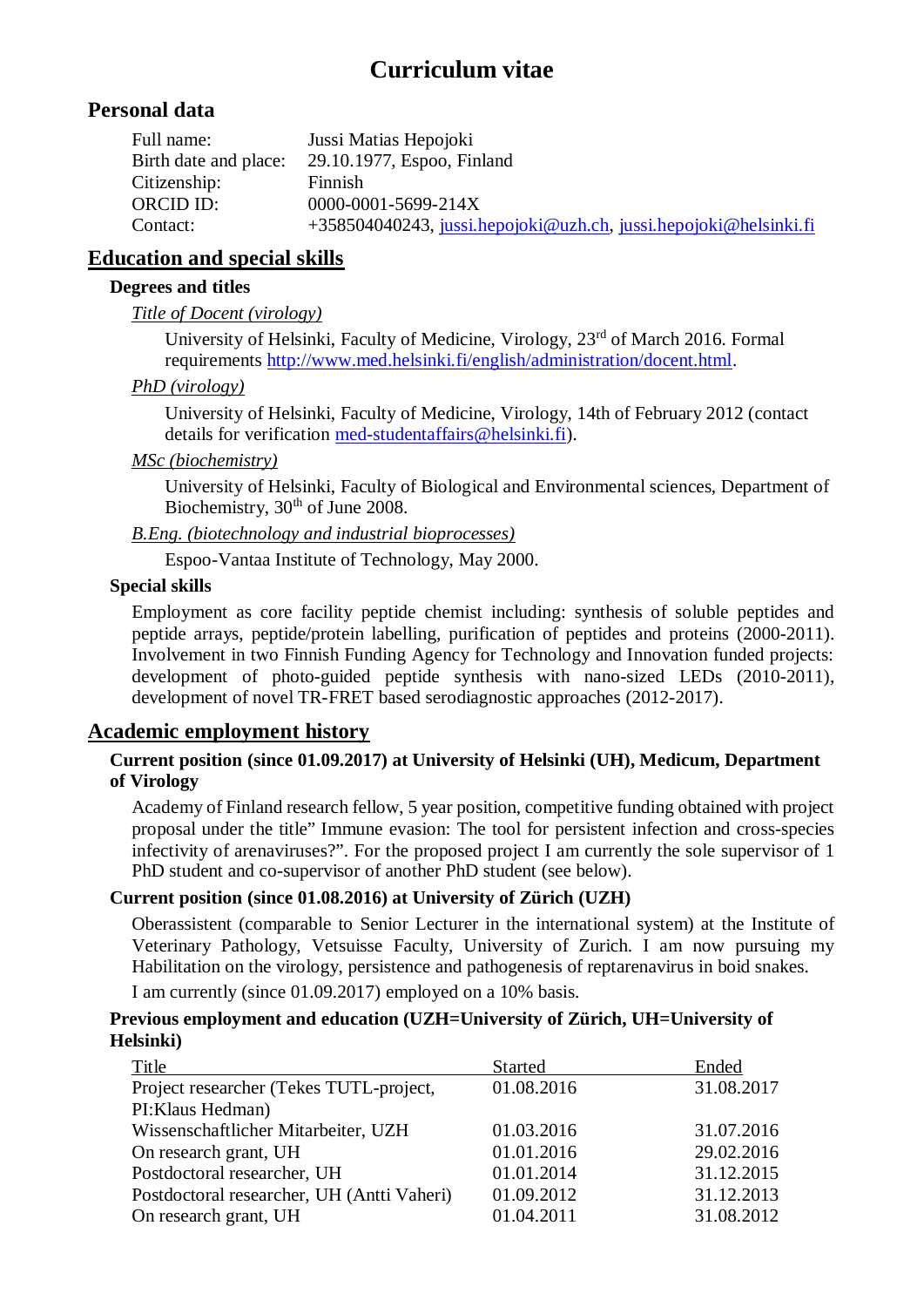# Curriculum vitae

## Personal data

| | |
|---|---|
| Full name: | Jussi Matias Hepojoki |
| Birth date and place: | 29.10.1977, Espoo, Finland |
| Citizenship: | Finnish |
| ORCID ID: | 0000-0001-5699-214X |
| Contact: | +358504040243, jussi.hepojoki@uzh.ch, jussi.hepojoki@helsinki.fi |

## Education and special skills

### Degrees and titles

*Title of Docent (virology)*

University of Helsinki, Faculty of Medicine, Virology, 23rd of March 2016. Formal requirements http://www.med.helsinki.fi/english/administration/docent.html.

*PhD (virology)*

University of Helsinki, Faculty of Medicine, Virology, 14th of February 2012 (contact details for verification med-studentaffairs@helsinki.fi).

*MSc (biochemistry)*

University of Helsinki, Faculty of Biological and Environmental sciences, Department of Biochemistry, 30th of June 2008.

*B.Eng. (biotechnology and industrial bioprocesses)*

Espoo-Vantaa Institute of Technology, May 2000.

### Special skills

Employment as core facility peptide chemist including: synthesis of soluble peptides and peptide arrays, peptide/protein labelling, purification of peptides and proteins (2000-2011). Involvement in two Finnish Funding Agency for Technology and Innovation funded projects: development of photo-guided peptide synthesis with nano-sized LEDs (2010-2011), development of novel TR-FRET based serodiagnostic approaches (2012-2017).

## Academic employment history

### Current position (since 01.09.2017) at University of Helsinki (UH), Medicum, Department of Virology

Academy of Finland research fellow, 5 year position, competitive funding obtained with project proposal under the title" Immune evasion: The tool for persistent infection and cross-species infectivity of arenaviruses?". For the proposed project I am currently the sole supervisor of 1 PhD student and co-supervisor of another PhD student (see below).

### Current position (since 01.08.2016) at University of Zürich (UZH)

Oberassistent (comparable to Senior Lecturer in the international system) at the Institute of Veterinary Pathology, Vetsuisse Faculty, University of Zurich. I am now pursuing my Habilitation on the virology, persistence and pathogenesis of reptarenavirus in boid snakes.

I am currently (since 01.09.2017) employed on a 10% basis.

### Previous employment and education (UZH=University of Zürich, UH=University of Helsinki)

| Title | Started | Ended |
|---|---|---|
| Project researcher (Tekes TUTL-project, PI:Klaus Hedman) | 01.08.2016 | 31.08.2017 |
| Wissenschaftlicher Mitarbeiter, UZH | 01.03.2016 | 31.07.2016 |
| On research grant, UH | 01.01.2016 | 29.02.2016 |
| Postdoctoral researcher, UH | 01.01.2014 | 31.12.2015 |
| Postdoctoral researcher, UH (Antti Vaheri) | 01.09.2012 | 31.12.2013 |
| On research grant, UH | 01.04.2011 | 31.08.2012 |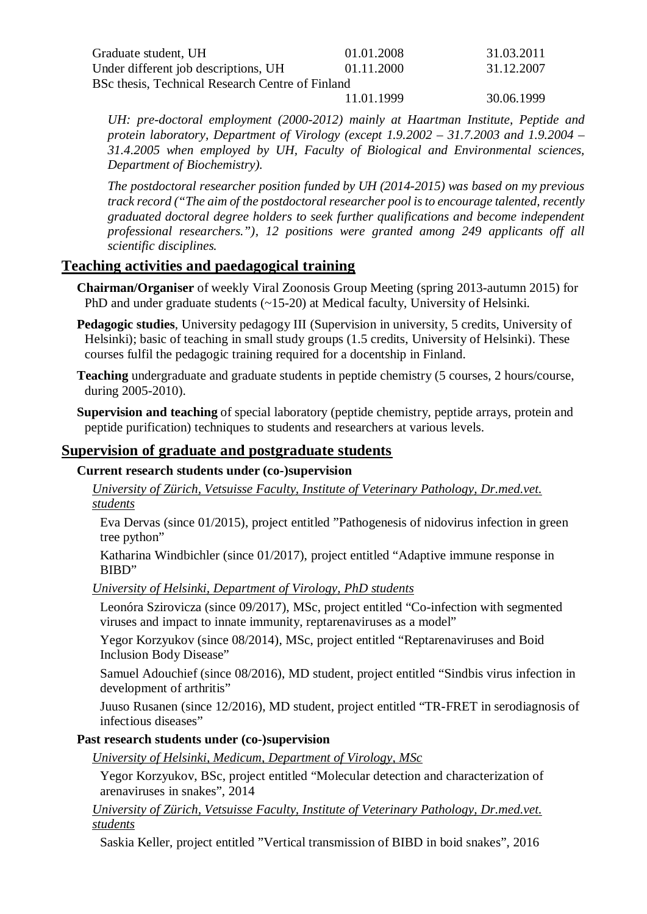| | | |
|---|---|---|
| Graduate student, UH | 01.01.2008 | 31.03.2011 |
| Under different job descriptions, UH | 01.11.2000 | 31.12.2007 |
| BSc thesis, Technical Research Centre of Finland | 11.01.1999 | 30.06.1999 |

*UH: pre-doctoral employment (2000-2012) mainly at Haartman Institute, Peptide and protein laboratory, Department of Virology (except 1.9.2002 – 31.7.2003 and 1.9.2004 – 31.4.2005 when employed by UH, Faculty of Biological and Environmental sciences, Department of Biochemistry).*

*The postdoctoral researcher position funded by UH (2014-2015) was based on my previous track record ("The aim of the postdoctoral researcher pool is to encourage talented, recently graduated doctoral degree holders to seek further qualifications and become independent professional researchers."), 12 positions were granted among 249 applicants off all scientific disciplines.*

## Teaching activities and paedagogical training

**Chairman/Organiser** of weekly Viral Zoonosis Group Meeting (spring 2013-autumn 2015) for PhD and under graduate students (~15-20) at Medical faculty, University of Helsinki.

**Pedagogic studies**, University pedagogy III (Supervision in university, 5 credits, University of Helsinki); basic of teaching in small study groups (1.5 credits, University of Helsinki). These courses fulfil the pedagogic training required for a docentship in Finland.

**Teaching** undergraduate and graduate students in peptide chemistry (5 courses, 2 hours/course, during 2005-2010).

**Supervision and teaching** of special laboratory (peptide chemistry, peptide arrays, protein and peptide purification) techniques to students and researchers at various levels.

## Supervision of graduate and postgraduate students

### Current research students under (co-)supervision

*University of Zürich, Vetsuisse Faculty, Institute of Veterinary Pathology, Dr.med.vet. students*

Eva Dervas (since 01/2015), project entitled "Pathogenesis of nidovirus infection in green tree python"

Katharina Windbichler (since 01/2017), project entitled "Adaptive immune response in BIBD"

*University of Helsinki, Department of Virology, PhD students*

Leonóra Szirovicza (since 09/2017), MSc, project entitled "Co-infection with segmented viruses and impact to innate immunity, reptarenaviruses as a model"

Yegor Korzyukov (since 08/2014), MSc, project entitled "Reptarenaviruses and Boid Inclusion Body Disease"

Samuel Adouchief (since 08/2016), MD student, project entitled "Sindbis virus infection in development of arthritis"

Juuso Rusanen (since 12/2016), MD student, project entitled "TR-FRET in serodiagnosis of infectious diseases"

### Past research students under (co-)supervision

*University of Helsinki, Medicum, Department of Virology, MSc*

Yegor Korzyukov, BSc, project entitled "Molecular detection and characterization of arenaviruses in snakes", 2014

*University of Zürich, Vetsuisse Faculty, Institute of Veterinary Pathology, Dr.med.vet. students*

Saskia Keller, project entitled "Vertical transmission of BIBD in boid snakes", 2016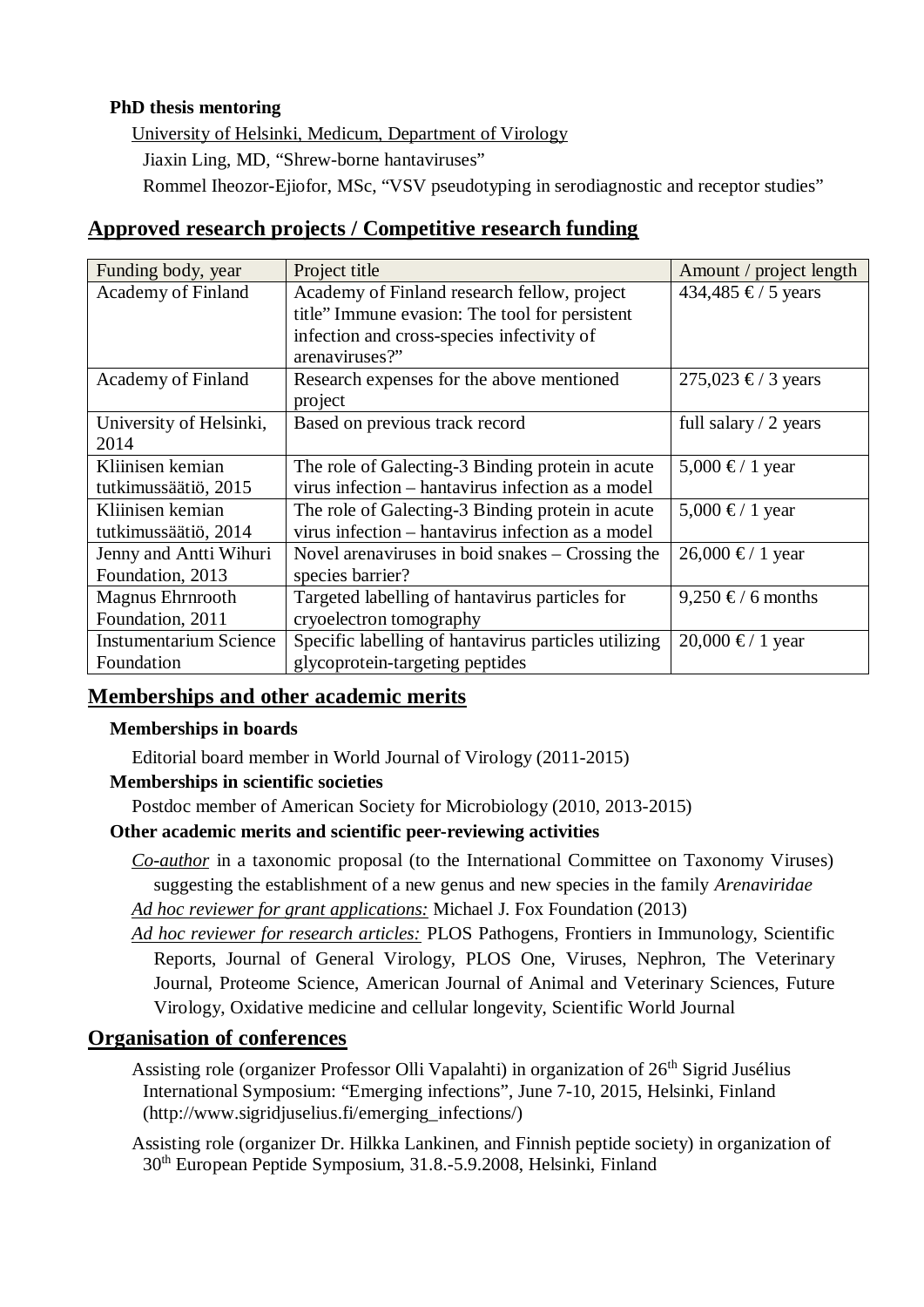**PhD thesis mentoring**

University of Helsinki, Medicum, Department of Virology

Jiaxin Ling, MD, "Shrew-borne hantaviruses"

Rommel Iheozor-Ejiofor, MSc, "VSV pseudotyping in serodiagnostic and receptor studies"

## Approved research projects / Competitive research funding

| Funding body, year | Project title | Amount / project length |
|---|---|---|
| Academy of Finland | Academy of Finland research fellow, project title" Immune evasion: The tool for persistent infection and cross-species infectivity of arenaviruses?" | 434,485 € / 5 years |
| Academy of Finland | Research expenses for the above mentioned project | 275,023 € / 3 years |
| University of Helsinki, 2014 | Based on previous track record | full salary / 2 years |
| Kliinisen kemian tutkimussäätiö, 2015 | The role of Galecting-3 Binding protein in acute virus infection – hantavirus infection as a model | 5,000 € / 1 year |
| Kliinisen kemian tutkimussäätiö, 2014 | The role of Galecting-3 Binding protein in acute virus infection – hantavirus infection as a model | 5,000 € / 1 year |
| Jenny and Antti Wihuri Foundation, 2013 | Novel arenaviruses in boid snakes – Crossing the species barrier? | 26,000 € / 1 year |
| Magnus Ehrnrooth Foundation, 2011 | Targeted labelling of hantavirus particles for cryoelectron tomography | 9,250 € / 6 months |
| Instumentarium Science Foundation | Specific labelling of hantavirus particles utilizing glycoprotein-targeting peptides | 20,000 € / 1 year |

## Memberships and other academic merits

**Memberships in boards**

Editorial board member in World Journal of Virology (2011-2015)

**Memberships in scientific societies**

Postdoc member of American Society for Microbiology (2010, 2013-2015)

**Other academic merits and scientific peer-reviewing activities**

*Co-author* in a taxonomic proposal (to the International Committee on Taxonomy Viruses) suggesting the establishment of a new genus and new species in the family *Arenaviridae*

*Ad hoc reviewer for grant applications:* Michael J. Fox Foundation (2013)

*Ad hoc reviewer for research articles:* PLOS Pathogens, Frontiers in Immunology, Scientific Reports, Journal of General Virology, PLOS One, Viruses, Nephron, The Veterinary Journal, Proteome Science, American Journal of Animal and Veterinary Sciences, Future Virology, Oxidative medicine and cellular longevity, Scientific World Journal

## Organisation of conferences

Assisting role (organizer Professor Olli Vapalahti) in organization of 26th Sigrid Jusélius International Symposium: "Emerging infections", June 7-10, 2015, Helsinki, Finland (http://www.sigridjuselius.fi/emerging_infections/)

Assisting role (organizer Dr. Hilkka Lankinen, and Finnish peptide society) in organization of 30th European Peptide Symposium, 31.8.-5.9.2008, Helsinki, Finland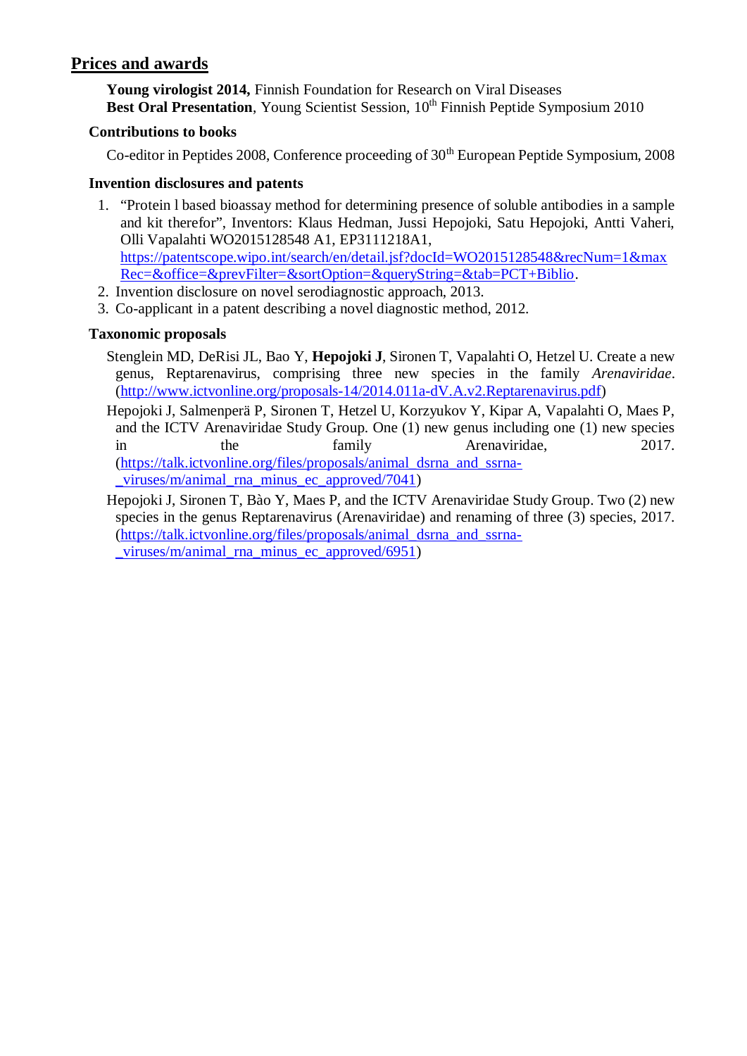## Prices and awards

**Young virologist 2014,** Finnish Foundation for Research on Viral Diseases
**Best Oral Presentation**, Young Scientist Session, 10th Finnish Peptide Symposium 2010

### Contributions to books

Co-editor in Peptides 2008, Conference proceeding of 30th European Peptide Symposium, 2008

### Invention disclosures and patents

1. "Protein l based bioassay method for determining presence of soluble antibodies in a sample and kit therefor", Inventors: Klaus Hedman, Jussi Hepojoki, Satu Hepojoki, Antti Vaheri, Olli Vapalahti WO2015128548 A1, EP3111218A1, https://patentscope.wipo.int/search/en/detail.jsf?docId=WO2015128548&recNum=1&maxRec=&office=&prevFilter=&sortOption=&queryString=&tab=PCT+Biblio.
2. Invention disclosure on novel serodiagnostic approach, 2013.
3. Co-applicant in a patent describing a novel diagnostic method, 2012.

### Taxonomic proposals

Stenglein MD, DeRisi JL, Bao Y, **Hepojoki J**, Sironen T, Vapalahti O, Hetzel U. Create a new genus, Reptarenavirus, comprising three new species in the family *Arenaviridae*. (http://www.ictvonline.org/proposals-14/2014.011a-dV.A.v2.Reptarenavirus.pdf)

Hepojoki J, Salmenperä P, Sironen T, Hetzel U, Korzyukov Y, Kipar A, Vapalahti O, Maes P, and the ICTV Arenaviridae Study Group. One (1) new genus including one (1) new species in the family Arenaviridae, 2017. (https://talk.ictvonline.org/files/proposals/animal_dsrna_and_ssrna-_viruses/m/animal_rna_minus_ec_approved/7041)

Hepojoki J, Sironen T, Bào Y, Maes P, and the ICTV Arenaviridae Study Group. Two (2) new species in the genus Reptarenavirus (Arenaviridae) and renaming of three (3) species, 2017. (https://talk.ictvonline.org/files/proposals/animal_dsrna_and_ssrna-_viruses/m/animal_rna_minus_ec_approved/6951)